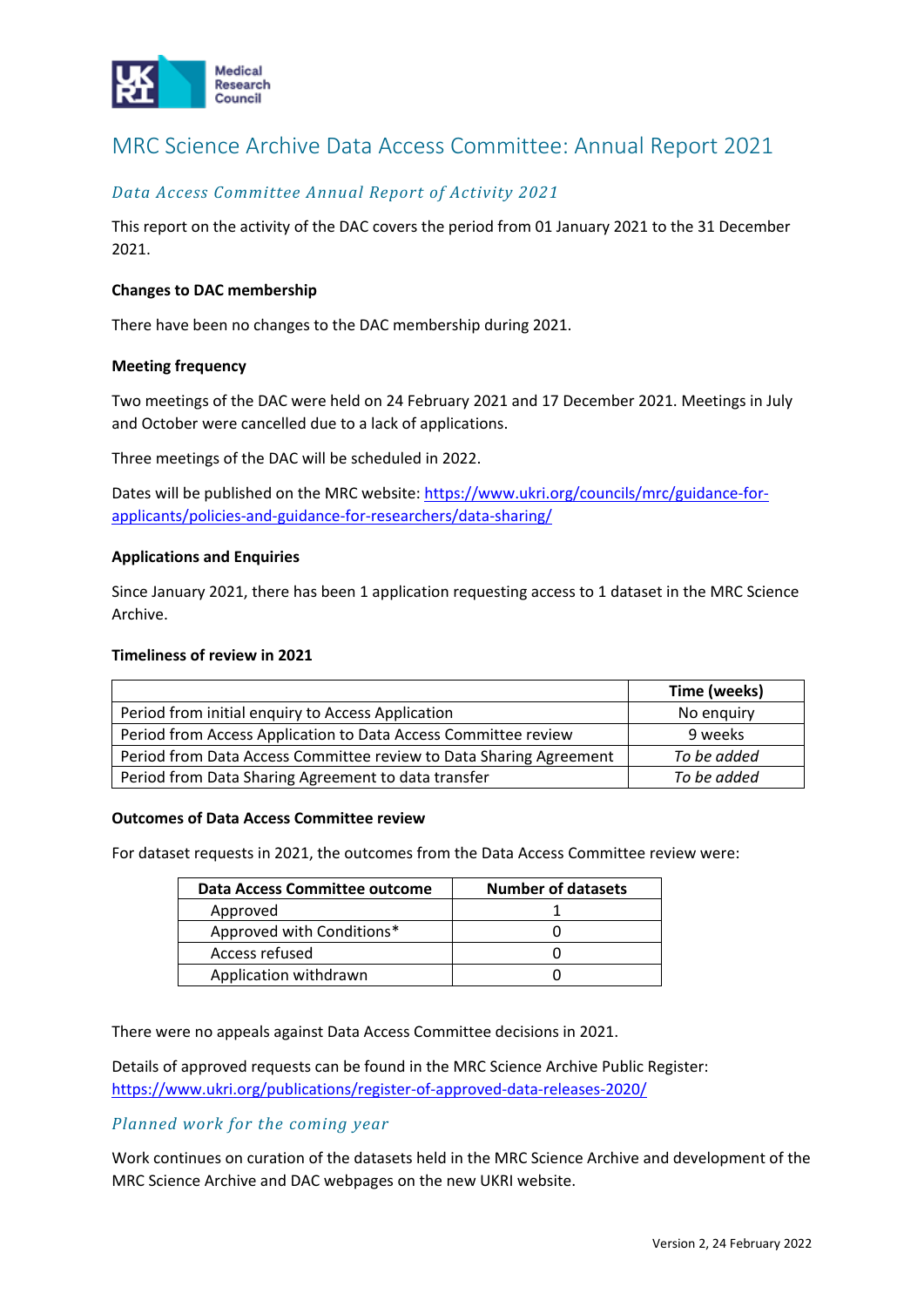# MRC Science Archive Data Access Committee: Annual Report 2021

## *Data Access Committee Annual Report of Activity 2021*

This report on the activity of the DAC covers the period from 01 January 2021 to the 31 December 2021.

**Changes to DAC membership**

There have been no changes to the DAC membership during 2021.

**Meeting frequency**

Two meetings of the DAC were held on 24 February 2021 and 17 December 2021. Meetings in July and October were cancelled due to a lack of applications.

Three meetings of the DAC will be scheduled in 2022.

Dates will be published on the MRC website: [https://www.ukri.org/councils/mrc/guidance-for-applicants/policies-and-guidance-for-researchers/data-sharing/](https://www.ukri.org/councils/mrc/guidance-for-applicants/policies-and-guidance-for-researchers/data-sharing/)

**Applications and Enquiries**

Since January 2021, there has been 1 application requesting access to 1 dataset in the MRC Science Archive.

**Timeliness of review in 2021**

| | Time (weeks) |
|---|---|
| Period from initial enquiry to Access Application | No enquiry |
| Period from Access Application to Data Access Committee review | 9 weeks |
| Period from Data Access Committee review to Data Sharing Agreement | *To be added* |
| Period from Data Sharing Agreement to data transfer | *To be added* |

**Outcomes of Data Access Committee review**

For dataset requests in 2021, the outcomes from the Data Access Committee review were:

| Data Access Committee outcome | Number of datasets |
|---|---|
| Approved | 1 |
| Approved with Conditions* | 0 |
| Access refused | 0 |
| Application withdrawn | 0 |

There were no appeals against Data Access Committee decisions in 2021.

Details of approved requests can be found in the MRC Science Archive Public Register: [https://www.ukri.org/publications/register-of-approved-data-releases-2020/](https://www.ukri.org/publications/register-of-approved-data-releases-2020/)

## *Planned work for the coming year*

Work continues on curation of the datasets held in the MRC Science Archive and development of the MRC Science Archive and DAC webpages on the new UKRI website.

Version 2, 24 February 2022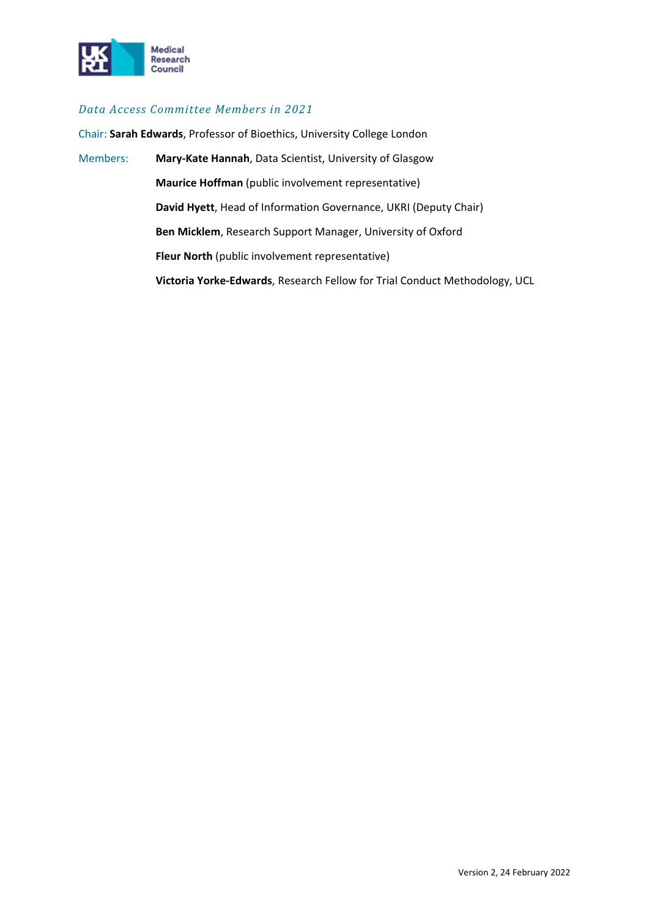## *Data Access Committee Members in 2021*

Chair: **Sarah Edwards**, Professor of Bioethics, University College London

Members:

**Mary-Kate Hannah**, Data Scientist, University of Glasgow

**Maurice Hoffman** (public involvement representative)

**David Hyett**, Head of Information Governance, UKRI (Deputy Chair)

**Ben Micklem**, Research Support Manager, University of Oxford

**Fleur North** (public involvement representative)

**Victoria Yorke-Edwards**, Research Fellow for Trial Conduct Methodology, UCL

Version 2, 24 February 2022